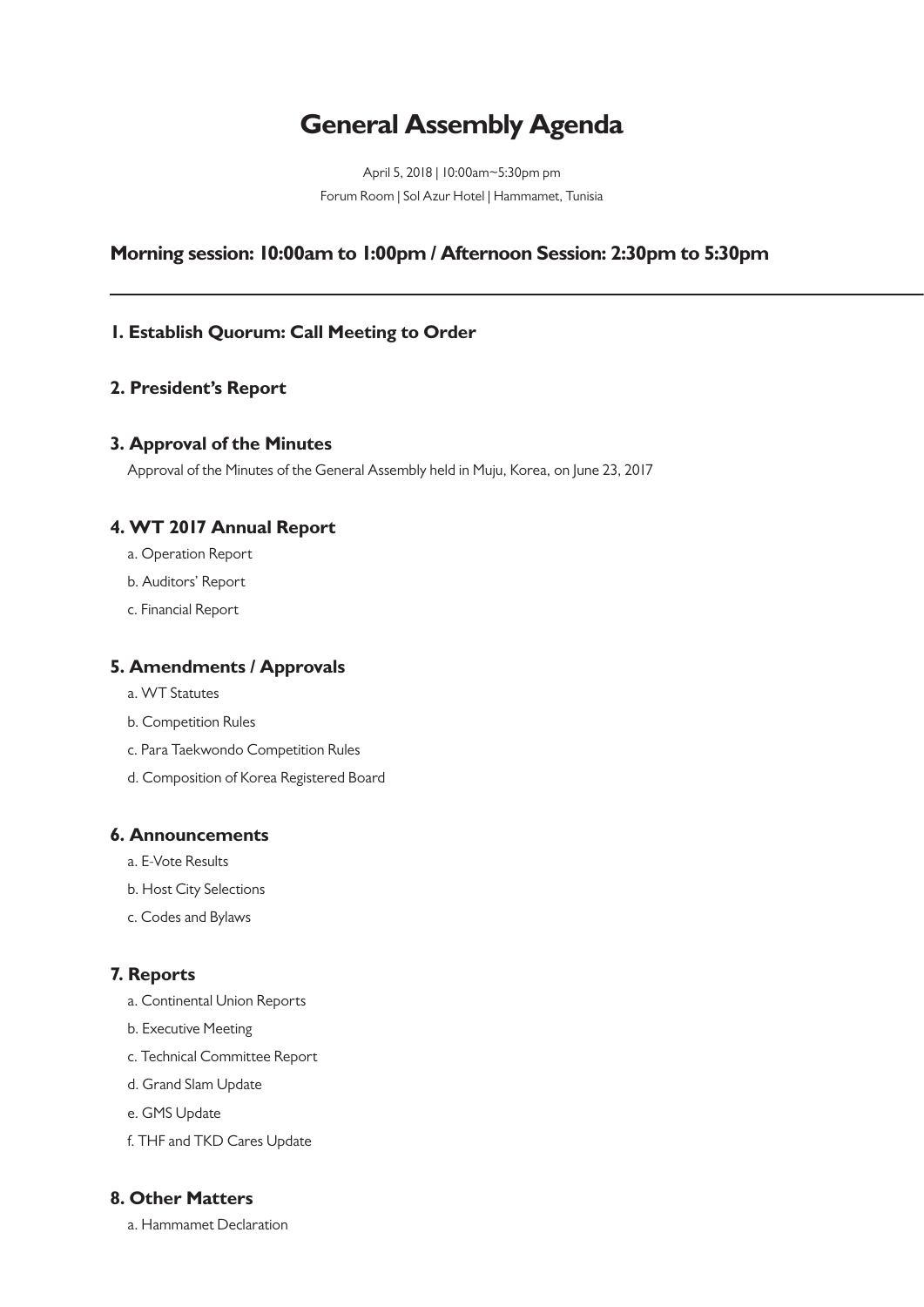# General Assembly Agenda

April 5, 2018 | 10:00am~5:30pm pm

Forum Room | Sol Azur Hotel | Hammamet, Tunisia

### Morning session: 10:00am to 1:00pm / Afternoon Session: 2:30pm to 5:30pm

---

#### 1. Establish Quorum: Call Meeting to Order

#### 2. President's Report

#### 3. Approval of the Minutes

Approval of the Minutes of the General Assembly held in Muju, Korea, on June 23, 2017

#### 4. WT 2017 Annual Report

a. Operation Report

b. Auditors' Report

c. Financial Report

#### 5. Amendments / Approvals

a. WT Statutes

b. Competition Rules

c. Para Taekwondo Competition Rules

d. Composition of Korea Registered Board

#### 6. Announcements

a. E-Vote Results

b. Host City Selections

c. Codes and Bylaws

#### 7. Reports

a. Continental Union Reports

b. Executive Meeting

c. Technical Committee Report

d. Grand Slam Update

e. GMS Update

f. THF and TKD Cares Update

#### 8. Other Matters

a. Hammamet Declaration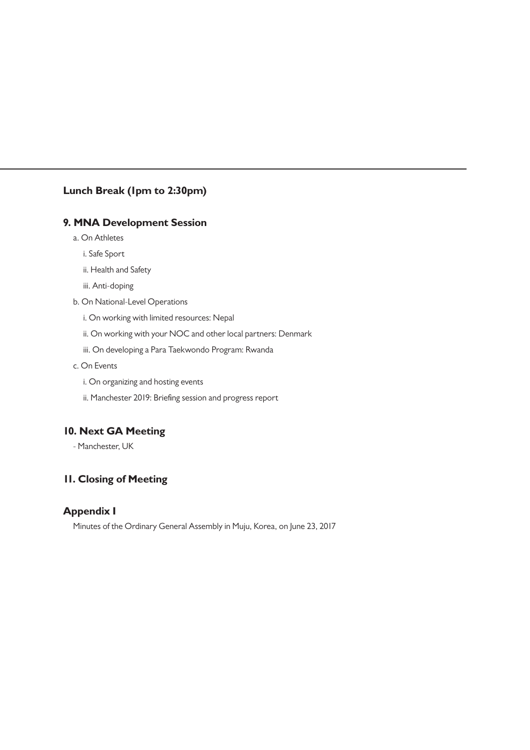---

**Lunch Break (1pm to 2:30pm)**

## 9. MNA Development Session

a. On Athletes
   - i. Safe Sport
   - ii. Health and Safety
   - iii. Anti-doping

b. On National-Level Operations
   - i. On working with limited resources: Nepal
   - ii. On working with your NOC and other local partners: Denmark
   - iii. On developing a Para Taekwondo Program: Rwanda

c. On Events
   - i. On organizing and hosting events
   - ii. Manchester 2019: Briefing session and progress report

## 10. Next GA Meeting

- Manchester, UK

## 11. Closing of Meeting

## Appendix I

Minutes of the Ordinary General Assembly in Muju, Korea, on June 23, 2017